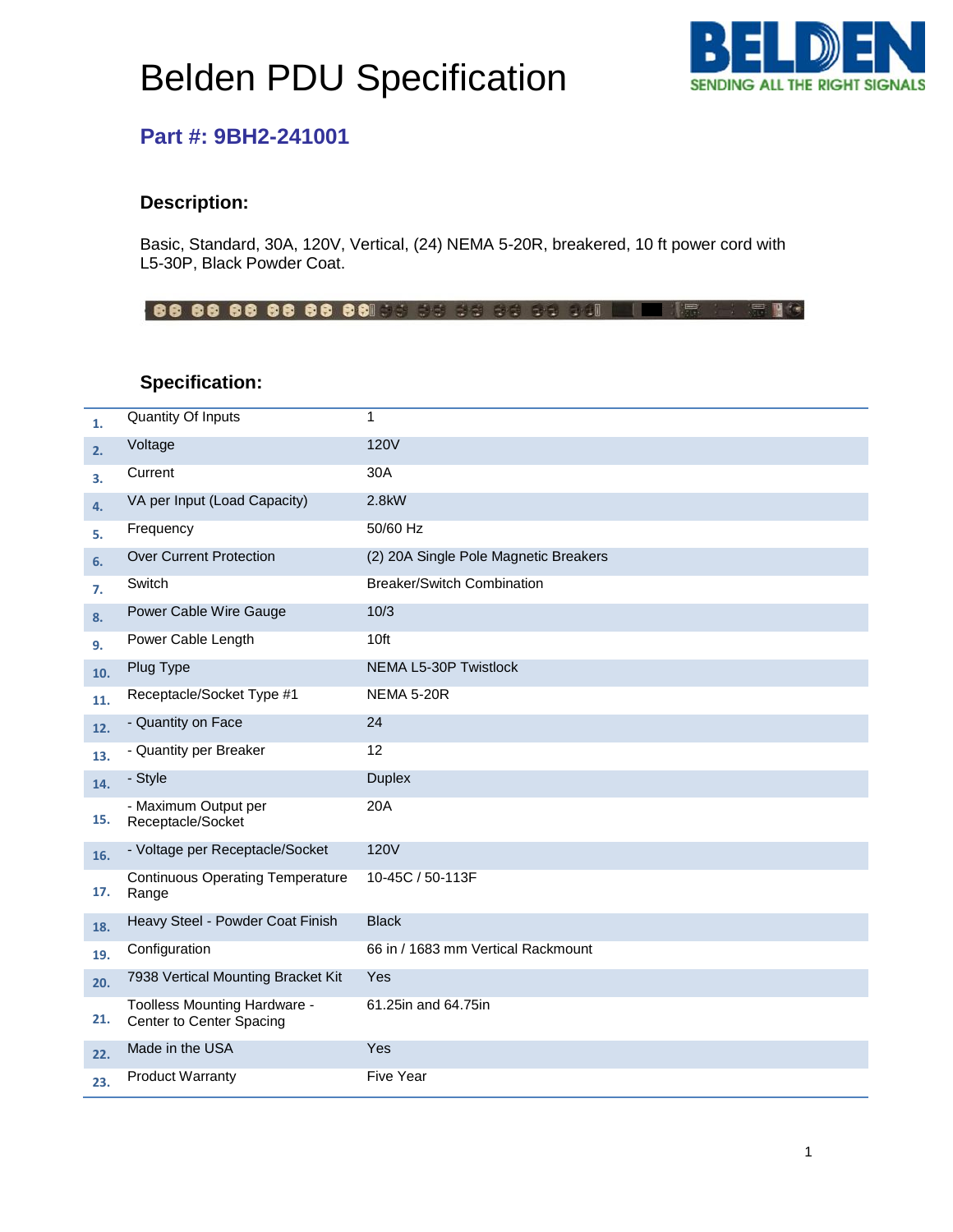# Belden PDU Specification

## Part #: 9BH2-241001

### Description:

Basic, Standard, 30A, 120V, Vertical, (24) NEMA 5-20R, breakered, 10 ft power cord with L5-30P, Black Powder Coat.

### Specification:

| | | |
|---|---|---|
| 1. | Quantity Of Inputs | 1 |
| 2. | Voltage | 120V |
| 3. | Current | 30A |
| 4. | VA per Input (Load Capacity) | 2.8kW |
| 5. | Frequency | 50/60 Hz |
| 6. | Over Current Protection | (2) 20A Single Pole Magnetic Breakers |
| 7. | Switch | Breaker/Switch Combination |
| 8. | Power Cable Wire Gauge | 10/3 |
| 9. | Power Cable Length | 10ft |
| 10. | Plug Type | NEMA L5-30P Twistlock |
| 11. | Receptacle/Socket Type #1 | NEMA 5-20R |
| 12. | - Quantity on Face | 24 |
| 13. | - Quantity per Breaker | 12 |
| 14. | - Style | Duplex |
| 15. | - Maximum Output per Receptacle/Socket | 20A |
| 16. | - Voltage per Receptacle/Socket | 120V |
| 17. | Continuous Operating Temperature Range | 10-45C / 50-113F |
| 18. | Heavy Steel - Powder Coat Finish | Black |
| 19. | Configuration | 66 in / 1683 mm Vertical Rackmount |
| 20. | 7938 Vertical Mounting Bracket Kit | Yes |
| 21. | Toolless Mounting Hardware - Center to Center Spacing | 61.25in and 64.75in |
| 22. | Made in the USA | Yes |
| 23. | Product Warranty | Five Year |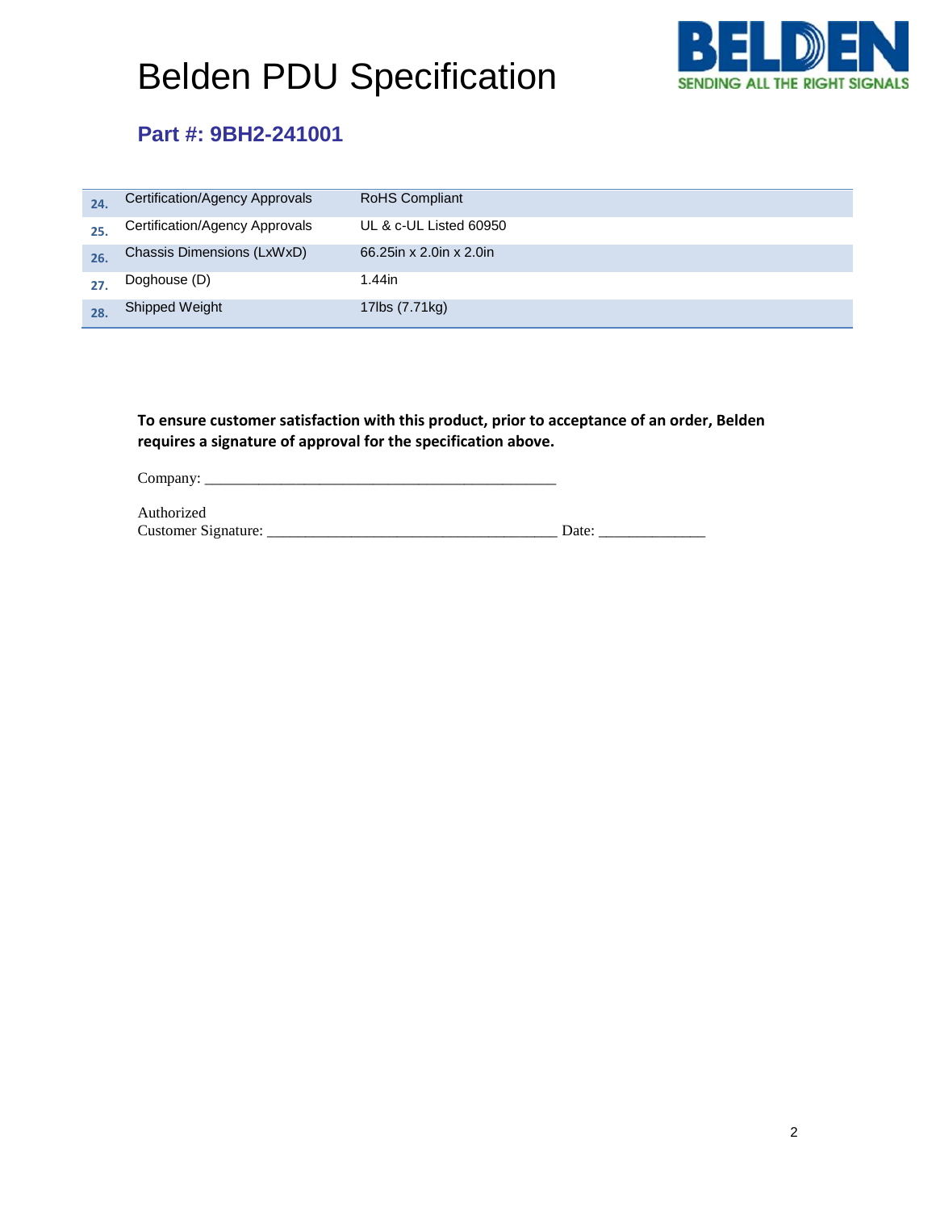# Belden PDU Specification

## Part #: 9BH2-241001

| | | |
|---|---|---|
| 24. | Certification/Agency Approvals | RoHS Compliant |
| 25. | Certification/Agency Approvals | UL & c-UL Listed 60950 |
| 26. | Chassis Dimensions (LxWxD) | 66.25in x 2.0in x 2.0in |
| 27. | Doghouse (D) | 1.44in |
| 28. | Shipped Weight | 17lbs (7.71kg) |

**To ensure customer satisfaction with this product, prior to acceptance of an order, Belden requires a signature of approval for the specification above.**

Company: _______________________________________________

Authorized
Customer Signature: _______________________________________ Date: ______________